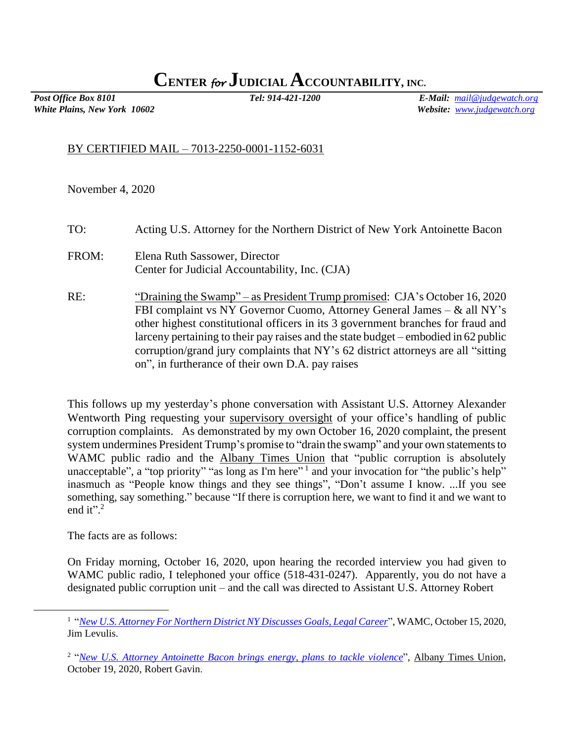# CENTER *for* JUDICIAL ACCOUNTABILITY, INC.

***Post Office Box 8101*** ***Tel: 914-421-1200*** ***E-Mail:*** *mail@judgewatch.org*
***White Plains, New York 10602*** ***Website:*** *www.judgewatch.org*

BY CERTIFIED MAIL – 7013-2250-0001-1152-6031

November 4, 2020

TO: Acting U.S. Attorney for the Northern District of New York Antoinette Bacon

FROM: Elena Ruth Sassower, Director
Center for Judicial Accountability, Inc. (CJA)

RE: "Draining the Swamp" – as President Trump promised: CJA's October 16, 2020 FBI complaint vs NY Governor Cuomo, Attorney General James – & all NY's other highest constitutional officers in its 3 government branches for fraud and larceny pertaining to their pay raises and the state budget – embodied in 62 public corruption/grand jury complaints that NY's 62 district attorneys are all "sitting on", in furtherance of their own D.A. pay raises

This follows up my yesterday's phone conversation with Assistant U.S. Attorney Alexander Wentworth Ping requesting your supervisory oversight of your office's handling of public corruption complaints. As demonstrated by my own October 16, 2020 complaint, the present system undermines President Trump's promise to "drain the swamp" and your own statements to WAMC public radio and the Albany Times Union that "public corruption is absolutely unacceptable", a "top priority" "as long as I'm here"[1] and your invocation for "the public's help" inasmuch as "People know things and they see things", "Don't assume I know. ...If you see something, say something." because "If there is corruption here, we want to find it and we want to end it".[2]

The facts are as follows:

On Friday morning, October 16, 2020, upon hearing the recorded interview you had given to WAMC public radio, I telephoned your office (518-431-0247). Apparently, you do not have a designated public corruption unit – and the call was directed to Assistant U.S. Attorney Robert

---

[1] "*New U.S. Attorney For Northern District NY Discusses Goals, Legal Career*", WAMC, October 15, 2020, Jim Levulis.

[2] "*New U.S. Attorney Antoinette Bacon brings energy, plans to tackle violence*", Albany Times Union, October 19, 2020, Robert Gavin.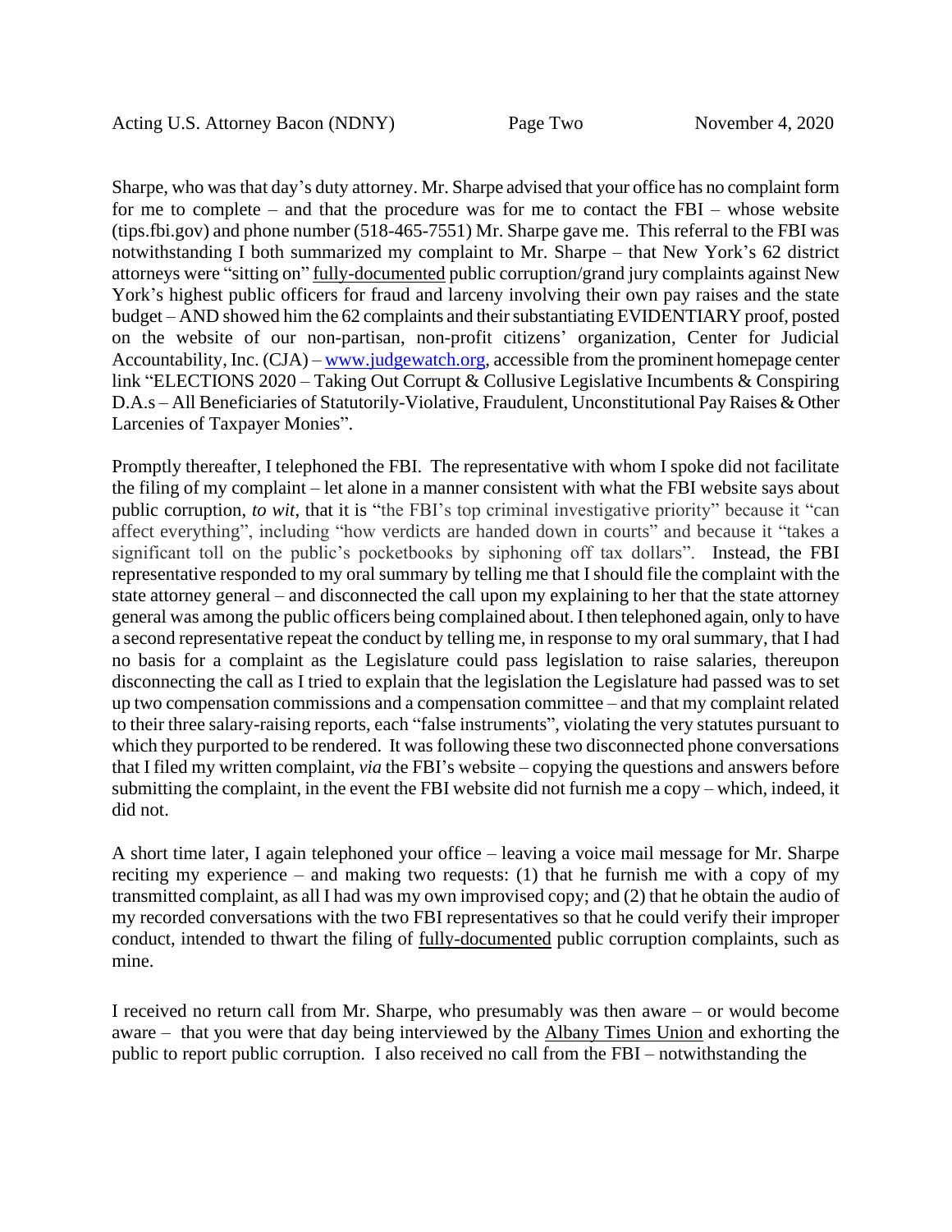Sharpe, who was that day's duty attorney. Mr. Sharpe advised that your office has no complaint form for me to complete – and that the procedure was for me to contact the FBI – whose website (tips.fbi.gov) and phone number (518-465-7551) Mr. Sharpe gave me. This referral to the FBI was notwithstanding I both summarized my complaint to Mr. Sharpe – that New York's 62 district attorneys were "sitting on" <u>fully-documented</u> public corruption/grand jury complaints against New York's highest public officers for fraud and larceny involving their own pay raises and the state budget – AND showed him the 62 complaints and their substantiating EVIDENTIARY proof, posted on the website of our non-partisan, non-profit citizens' organization, Center for Judicial Accountability, Inc. (CJA) – [www.judgewatch.org](http://www.judgewatch.org), accessible from the prominent homepage center link "ELECTIONS 2020 – Taking Out Corrupt & Collusive Legislative Incumbents & Conspiring D.A.s – All Beneficiaries of Statutorily-Violative, Fraudulent, Unconstitutional Pay Raises & Other Larcenies of Taxpayer Monies".

Promptly thereafter, I telephoned the FBI. The representative with whom I spoke did not facilitate the filing of my complaint – let alone in a manner consistent with what the FBI website says about public corruption, *to wit*, that it is "the FBI's top criminal investigative priority" because it "can affect everything", including "how verdicts are handed down in courts" and because it "takes a significant toll on the public's pocketbooks by siphoning off tax dollars". Instead, the FBI representative responded to my oral summary by telling me that I should file the complaint with the state attorney general – and disconnected the call upon my explaining to her that the state attorney general was among the public officers being complained about. I then telephoned again, only to have a second representative repeat the conduct by telling me, in response to my oral summary, that I had no basis for a complaint as the Legislature could pass legislation to raise salaries, thereupon disconnecting the call as I tried to explain that the legislation the Legislature had passed was to set up two compensation commissions and a compensation committee – and that my complaint related to their three salary-raising reports, each "false instruments", violating the very statutes pursuant to which they purported to be rendered. It was following these two disconnected phone conversations that I filed my written complaint, *via* the FBI's website – copying the questions and answers before submitting the complaint, in the event the FBI website did not furnish me a copy – which, indeed, it did not.

A short time later, I again telephoned your office – leaving a voice mail message for Mr. Sharpe reciting my experience – and making two requests: (1) that he furnish me with a copy of my transmitted complaint, as all I had was my own improvised copy; and (2) that he obtain the audio of my recorded conversations with the two FBI representatives so that he could verify their improper conduct, intended to thwart the filing of <u>fully-documented</u> public corruption complaints, such as mine.

I received no return call from Mr. Sharpe, who presumably was then aware – or would become aware – that you were that day being interviewed by the <u>Albany Times Union</u> and exhorting the public to report public corruption. I also received no call from the FBI – notwithstanding the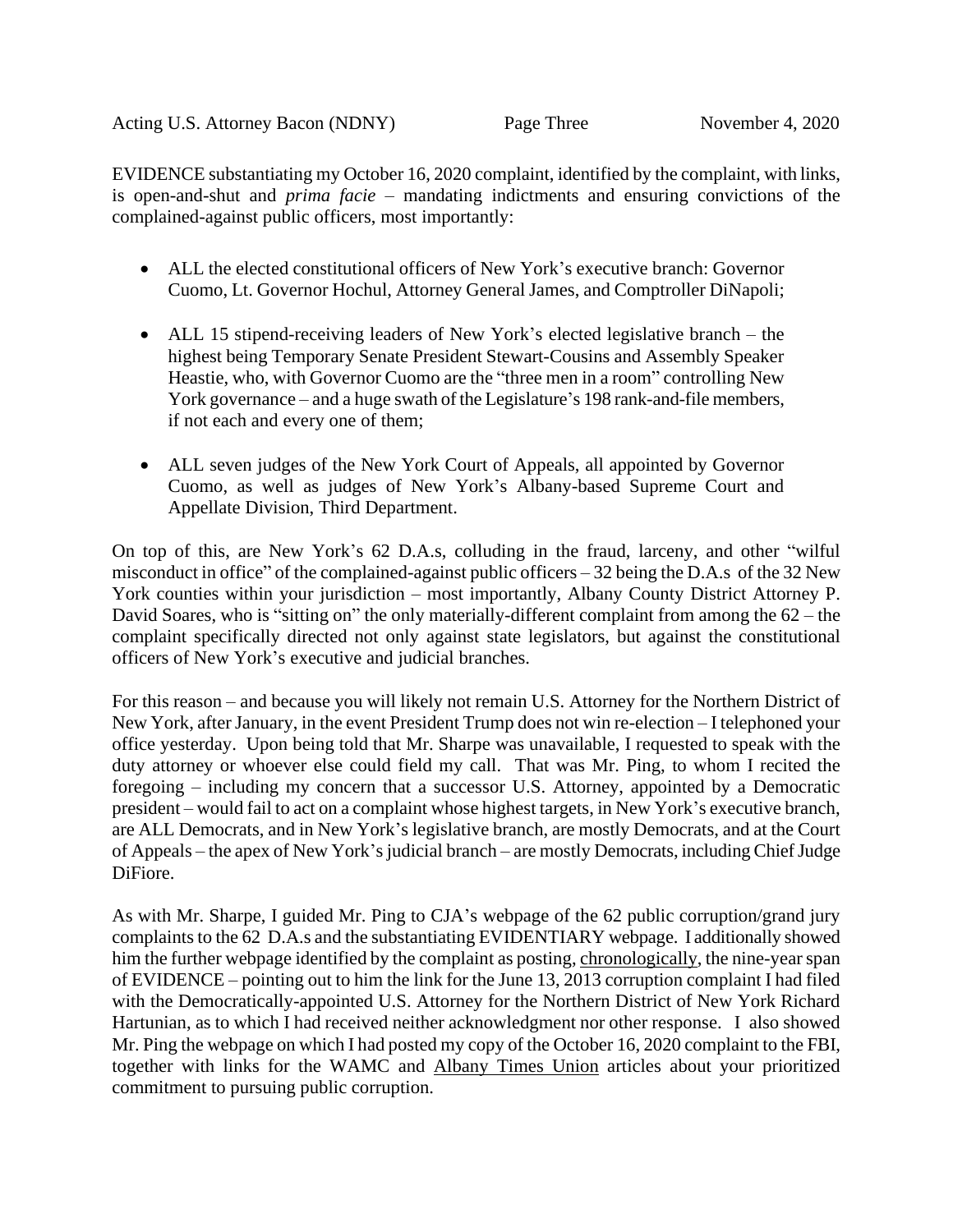EVIDENCE substantiating my October 16, 2020 complaint, identified by the complaint, with links, is open-and-shut and *prima facie* – mandating indictments and ensuring convictions of the complained-against public officers, most importantly:

- ALL the elected constitutional officers of New York's executive branch: Governor Cuomo, Lt. Governor Hochul, Attorney General James, and Comptroller DiNapoli;

- ALL 15 stipend-receiving leaders of New York's elected legislative branch – the highest being Temporary Senate President Stewart-Cousins and Assembly Speaker Heastie, who, with Governor Cuomo are the "three men in a room" controlling New York governance – and a huge swath of the Legislature's 198 rank-and-file members, if not each and every one of them;

- ALL seven judges of the New York Court of Appeals, all appointed by Governor Cuomo, as well as judges of New York's Albany-based Supreme Court and Appellate Division, Third Department.

On top of this, are New York's 62 D.A.s, colluding in the fraud, larceny, and other "wilful misconduct in office" of the complained-against public officers – 32 being the D.A.s of the 32 New York counties within your jurisdiction – most importantly, Albany County District Attorney P. David Soares, who is "sitting on" the only materially-different complaint from among the 62 – the complaint specifically directed not only against state legislators, but against the constitutional officers of New York's executive and judicial branches.

For this reason – and because you will likely not remain U.S. Attorney for the Northern District of New York, after January, in the event President Trump does not win re-election – I telephoned your office yesterday. Upon being told that Mr. Sharpe was unavailable, I requested to speak with the duty attorney or whoever else could field my call. That was Mr. Ping, to whom I recited the foregoing – including my concern that a successor U.S. Attorney, appointed by a Democratic president – would fail to act on a complaint whose highest targets, in New York's executive branch, are ALL Democrats, and in New York's legislative branch, are mostly Democrats, and at the Court of Appeals – the apex of New York's judicial branch – are mostly Democrats, including Chief Judge DiFiore.

As with Mr. Sharpe, I guided Mr. Ping to CJA's webpage of the 62 public corruption/grand jury complaints to the 62 D.A.s and the substantiating EVIDENTIARY webpage. I additionally showed him the further webpage identified by the complaint as posting, <u>chronologically</u>, the nine-year span of EVIDENCE – pointing out to him the link for the June 13, 2013 corruption complaint I had filed with the Democratically-appointed U.S. Attorney for the Northern District of New York Richard Hartunian, as to which I had received neither acknowledgment nor other response. I also showed Mr. Ping the webpage on which I had posted my copy of the October 16, 2020 complaint to the FBI, together with links for the WAMC and <u>Albany Times Union</u> articles about your prioritized commitment to pursuing public corruption.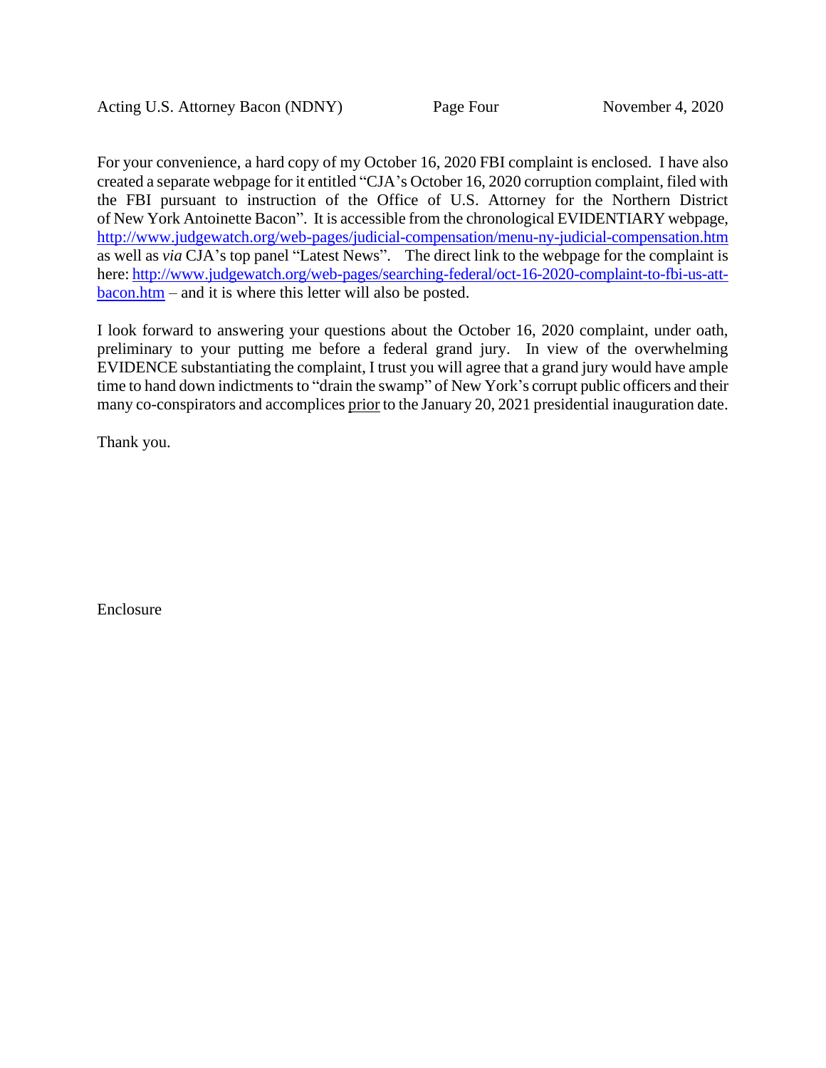For your convenience, a hard copy of my October 16, 2020 FBI complaint is enclosed. I have also created a separate webpage for it entitled "CJA's October 16, 2020 corruption complaint, filed with the FBI pursuant to instruction of the Office of U.S. Attorney for the Northern District of New York Antoinette Bacon". It is accessible from the chronological EVIDENTIARY webpage, http://www.judgewatch.org/web-pages/judicial-compensation/menu-ny-judicial-compensation.htm as well as *via* CJA's top panel "Latest News". The direct link to the webpage for the complaint is here: http://www.judgewatch.org/web-pages/searching-federal/oct-16-2020-complaint-to-fbi-us-att-bacon.htm – and it is where this letter will also be posted.

I look forward to answering your questions about the October 16, 2020 complaint, under oath, preliminary to your putting me before a federal grand jury. In view of the overwhelming EVIDENCE substantiating the complaint, I trust you will agree that a grand jury would have ample time to hand down indictments to "drain the swamp" of New York's corrupt public officers and their many co-conspirators and accomplices prior to the January 20, 2021 presidential inauguration date.

Thank you.

Enclosure